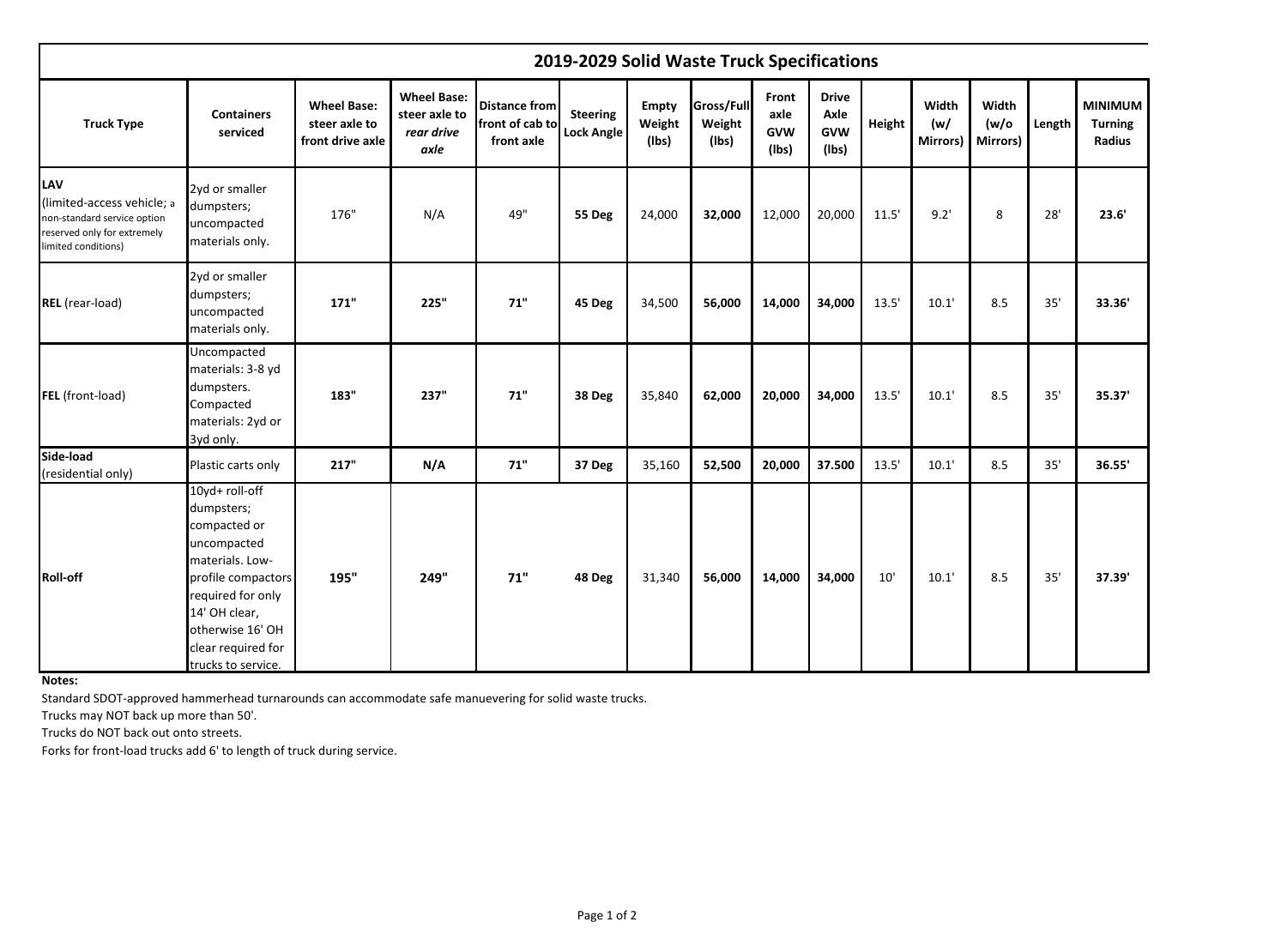## 2019-2029 Solid Waste Truck Specifications

| Truck Type | Containers serviced | Wheel Base: steer axle to front drive axle | Wheel Base: steer axle to *rear drive axle* | Distance from front of cab to front axle | Steering Lock Angle | Empty Weight (lbs) | Gross/Full Weight (lbs) | Front axle GVW (lbs) | Drive Axle GVW (lbs) | Height | Width (w/ Mirrors) | Width (w/o Mirrors) | Length | MINIMUM Turning Radius |
|---|---|---|---|---|---|---|---|---|---|---|---|---|---|---|
| **LAV** (limited-access vehicle; a non-standard service option reserved only for extremely limited conditions) | 2yd or smaller dumpsters; uncompacted materials only. | 176" | N/A | 49" | **55 Deg** | 24,000 | **32,000** | 12,000 | 20,000 | 11.5' | 9.2' | 8 | 28' | **23.6'** |
| **REL** (rear-load) | 2yd or smaller dumpsters; uncompacted materials only. | **171"** | **225"** | **71"** | **45 Deg** | 34,500 | **56,000** | **14,000** | **34,000** | 13.5' | 10.1' | 8.5 | 35' | **33.36'** |
| **FEL** (front-load) | Uncompacted materials: 3-8 yd dumpsters. Compacted materials: 2yd or 3yd only. | **183"** | **237"** | **71"** | **38 Deg** | 35,840 | **62,000** | **20,000** | **34,000** | 13.5' | 10.1' | 8.5 | 35' | **35.37'** |
| **Side-load** (residential only) | Plastic carts only | **217"** | **N/A** | **71"** | **37 Deg** | 35,160 | **52,500** | **20,000** | **37.500** | 13.5' | 10.1' | 8.5 | 35' | **36.55'** |
| **Roll-off** | 10yd+ roll-off dumpsters; compacted or uncompacted materials. Low-profile compactors required for only 14' OH clear, otherwise 16' OH clear required for trucks to service. | **195"** | **249"** | **71"** | **48 Deg** | 31,340 | **56,000** | **14,000** | **34,000** | 10' | 10.1' | 8.5 | 35' | **37.39'** |

**Notes:**

Standard SDOT-approved hammerhead turnarounds can accommodate safe manuevering for solid waste trucks.

Trucks may NOT back up more than 50'.

Trucks do NOT back out onto streets.

Forks for front-load trucks add 6' to length of truck during service.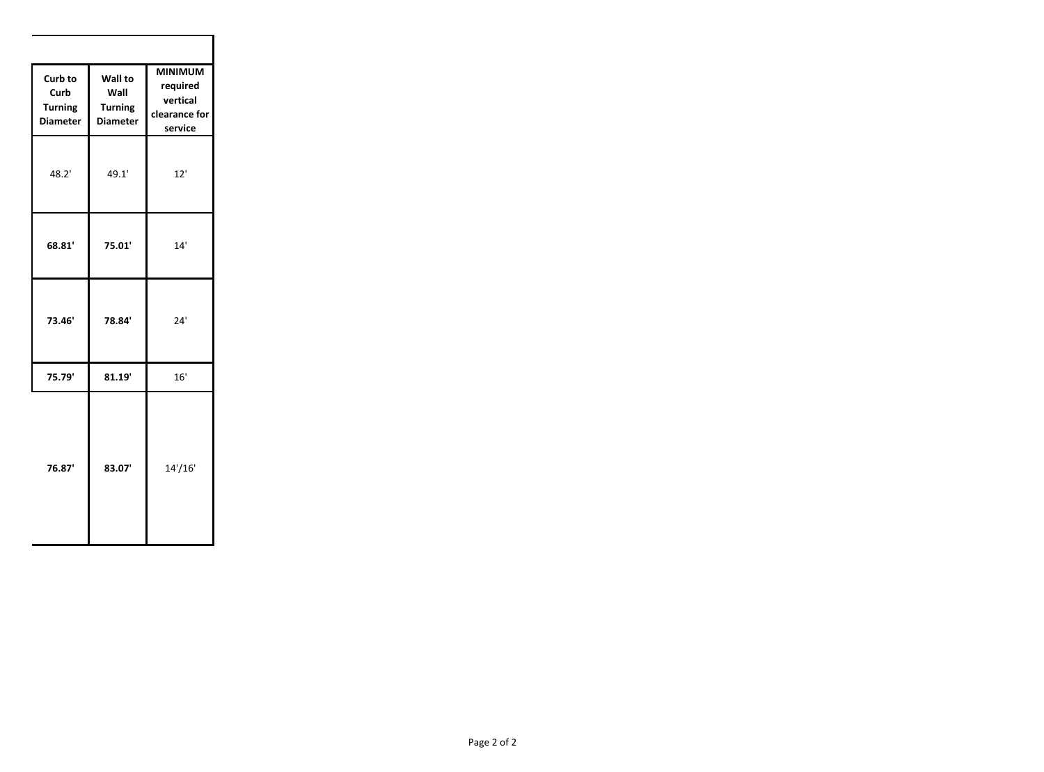| Curb to Curb Turning Diameter | Wall to Wall Turning Diameter | MINIMUM required vertical clearance for service |
|---|---|---|
| 48.2' | 49.1' | 12' |
| **68.81'** | **75.01'** | 14' |
| **73.46'** | **78.84'** | 24' |
| **75.79'** | **81.19'** | 16' |
| **76.87'** | **83.07'** | 14'/16' |